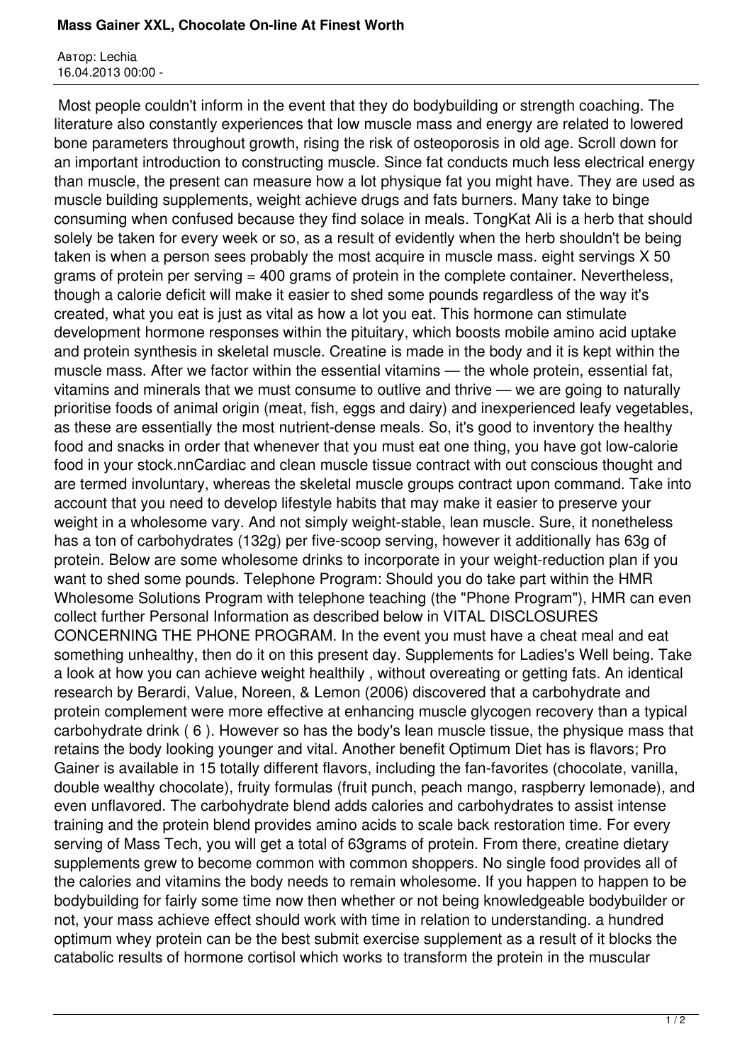# Mass Gainer XXL, Chocolate On-line At Finest Worth

Автор: Lechia
16.04.2013 00:00 -

Most people couldn't inform in the event that they do bodybuilding or strength coaching. The literature also constantly experiences that low muscle mass and energy are related to lowered bone parameters throughout growth, rising the risk of osteoporosis in old age. Scroll down for an important introduction to constructing muscle. Since fat conducts much less electrical energy than muscle, the present can measure how a lot physique fat you might have. They are used as muscle building supplements, weight achieve drugs and fats burners. Many take to binge consuming when confused because they find solace in meals. TongKat Ali is a herb that should solely be taken for every week or so, as a result of evidently when the herb shouldn't be being taken is when a person sees probably the most acquire in muscle mass. eight servings X 50 grams of protein per serving = 400 grams of protein in the complete container. Nevertheless, though a calorie deficit will make it easier to shed some pounds regardless of the way it's created, what you eat is just as vital as how a lot you eat. This hormone can stimulate development hormone responses within the pituitary, which boosts mobile amino acid uptake and protein synthesis in skeletal muscle. Creatine is made in the body and it is kept within the muscle mass. After we factor within the essential vitamins — the whole protein, essential fat, vitamins and minerals that we must consume to outlive and thrive — we are going to naturally prioritise foods of animal origin (meat, fish, eggs and dairy) and inexperienced leafy vegetables, as these are essentially the most nutrient-dense meals. So, it's good to inventory the healthy food and snacks in order that whenever that you must eat one thing, you have got low-calorie food in your stock.nnCardiac and clean muscle tissue contract with out conscious thought and are termed involuntary, whereas the skeletal muscle groups contract upon command. Take into account that you need to develop lifestyle habits that may make it easier to preserve your weight in a wholesome vary. And not simply weight-stable, lean muscle. Sure, it nonetheless has a ton of carbohydrates (132g) per five-scoop serving, however it additionally has 63g of protein. Below are some wholesome drinks to incorporate in your weight-reduction plan if you want to shed some pounds. Telephone Program: Should you do take part within the HMR Wholesome Solutions Program with telephone teaching (the "Phone Program"), HMR can even collect further Personal Information as described below in VITAL DISCLOSURES CONCERNING THE PHONE PROGRAM. In the event you must have a cheat meal and eat something unhealthy, then do it on this present day. Supplements for Ladies's Well being. Take a look at how you can achieve weight healthily , without overeating or getting fats. An identical research by Berardi, Value, Noreen, & Lemon (2006) discovered that a carbohydrate and protein complement were more effective at enhancing muscle glycogen recovery than a typical carbohydrate drink ( 6 ). However so has the body's lean muscle tissue, the physique mass that retains the body looking younger and vital. Another benefit Optimum Diet has is flavors; Pro Gainer is available in 15 totally different flavors, including the fan-favorites (chocolate, vanilla, double wealthy chocolate), fruity formulas (fruit punch, peach mango, raspberry lemonade), and even unflavored. The carbohydrate blend adds calories and carbohydrates to assist intense training and the protein blend provides amino acids to scale back restoration time. For every serving of Mass Tech, you will get a total of 63grams of protein. From there, creatine dietary supplements grew to become common with common shoppers. No single food provides all of the calories and vitamins the body needs to remain wholesome. If you happen to happen to be bodybuilding for fairly some time now then whether or not being knowledgeable bodybuilder or not, your mass achieve effect should work with time in relation to understanding. a hundred optimum whey protein can be the best submit exercise supplement as a result of it blocks the catabolic results of hormone cortisol which works to transform the protein in the muscular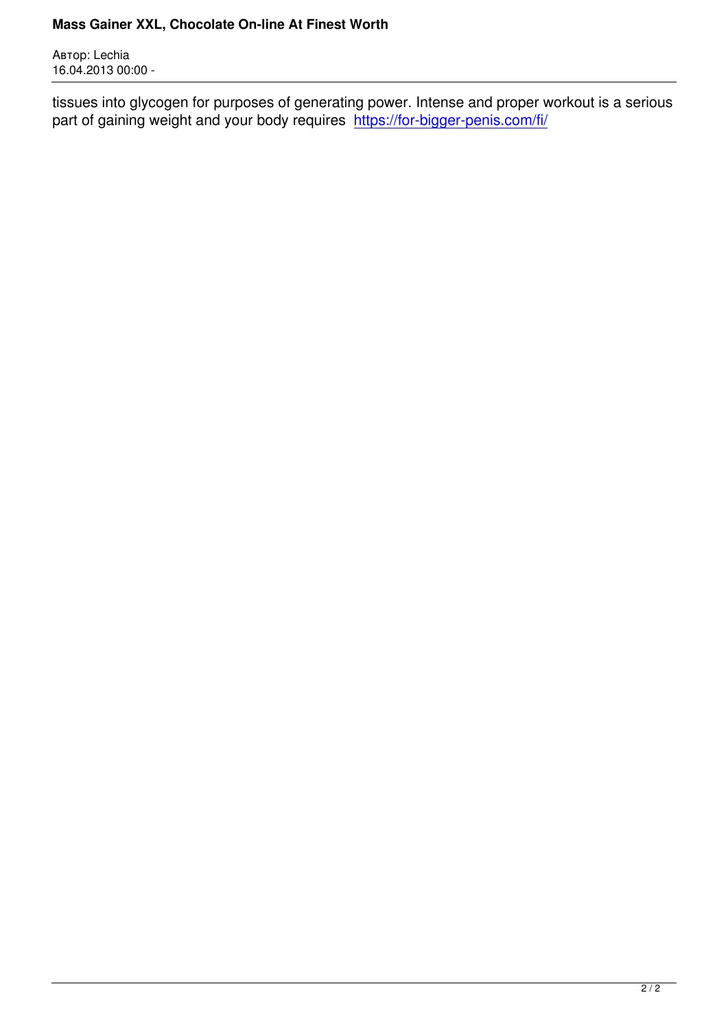tissues into glycogen for purposes of generating power. Intense and proper workout is a serious part of gaining weight and your body requires https://for-bigger-penis.com/fi/